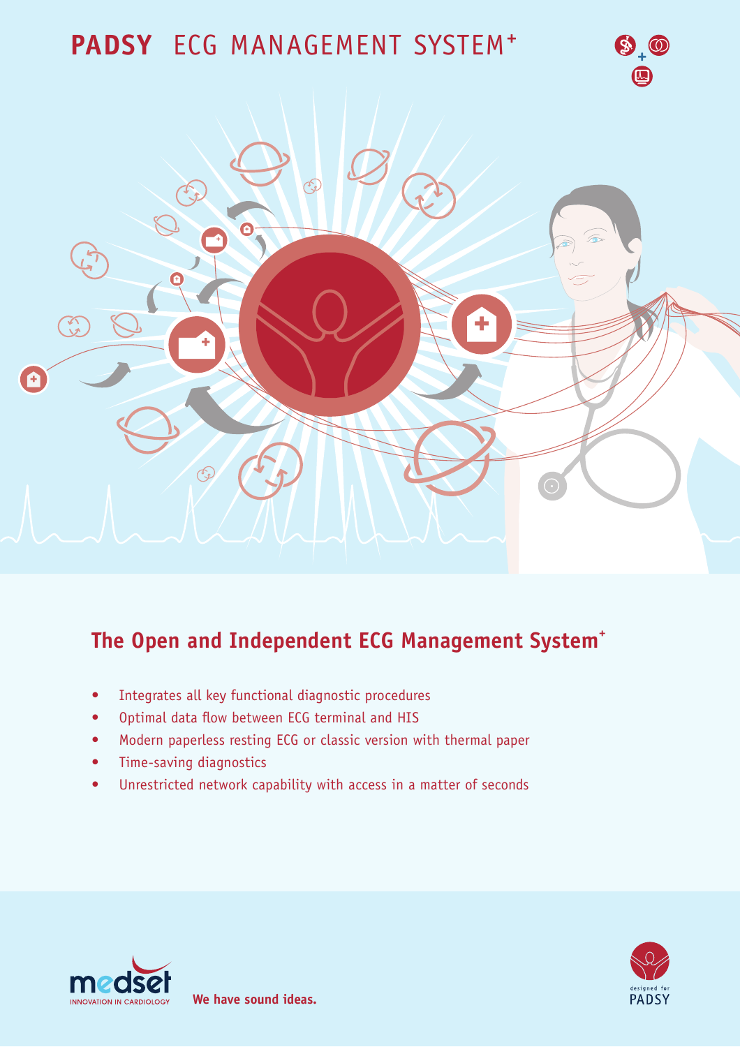# PADSY ECG MANAGEMENT SYSTEM+

## The Open and Independent ECG Management System+

- Integrates all key functional diagnostic procedures
- Optimal data flow between ECG terminal and HIS
- Modern paperless resting ECG or classic version with thermal paper
- Time-saving diagnostics
- Unrestricted network capability with access in a matter of seconds

medset INNOVATION IN CARDIOLOGY

**We have sound ideas.**

designed for PADSY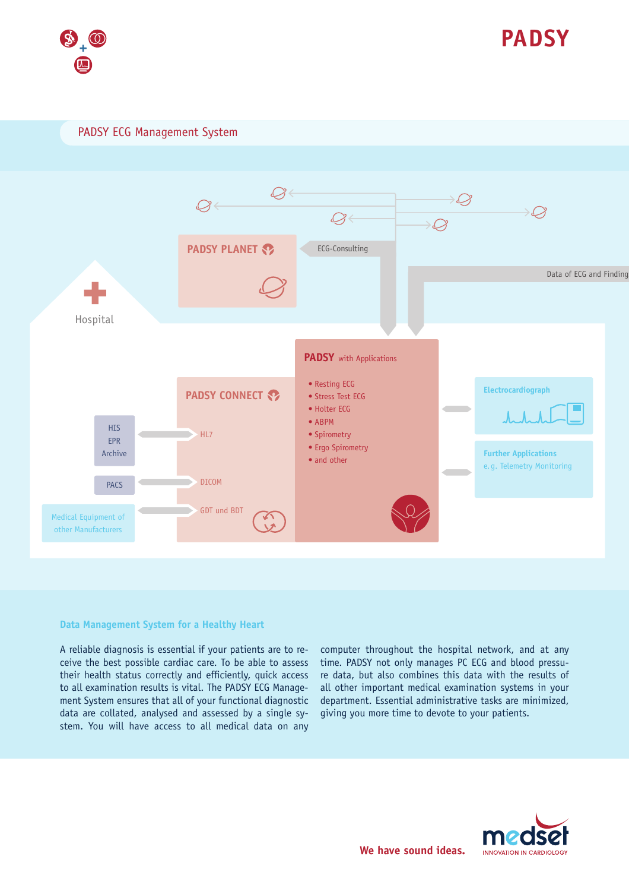# PADSY

## PADSY ECG Management System

PADSY PLANET

ECG-Consulting

Data of ECG and Finding

Hospital

PADSY with Applications

- Resting ECG
- Stress Test ECG
- Holter ECG
- ABPM
- Spirometry
- Ergo Spirometry
- and other

PADSY CONNECT

HIS
EPR
Archive

HL7

PACS

DICOM

Medical Equipment of other Manufacturers

GDT und BDT

Electrocardiograph

Further Applications
e. g. Telemetry Monitoring

### Data Management System for a Healthy Heart

A reliable diagnosis is essential if your patients are to receive the best possible cardiac care. To be able to assess their health status correctly and efficiently, quick access to all examination results is vital. The PADSY ECG Management System ensures that all of your functional diagnostic data are collated, analysed and assessed by a single system. You will have access to all medical data on any computer throughout the hospital network, and at any time. PADSY not only manages PC ECG and blood pressure data, but also combines this data with the results of all other important medical examination systems in your department. Essential administrative tasks are minimized, giving you more time to devote to your patients.

**We have sound ideas.**

medset
INNOVATION IN CARDIOLOGY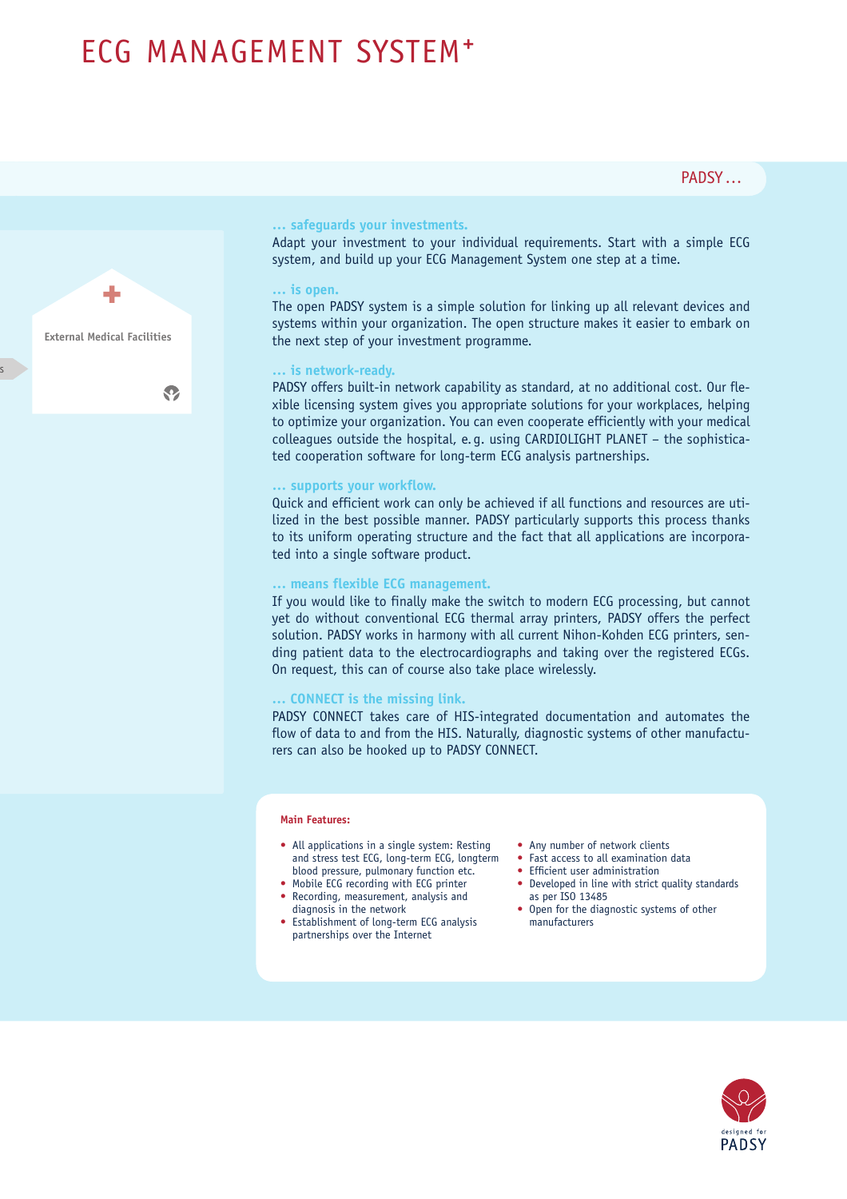# ECG MANAGEMENT SYSTEM⁺

External Medical Facilities

PADSY …

### … safeguards your investments.

Adapt your investment to your individual requirements. Start with a simple ECG system, and build up your ECG Management System one step at a time.

### … is open.

The open PADSY system is a simple solution for linking up all relevant devices and systems within your organization. The open structure makes it easier to embark on the next step of your investment programme.

### … is network-ready.

PADSY offers built-in network capability as standard, at no additional cost. Our flexible licensing system gives you appropriate solutions for your workplaces, helping to optimize your organization. You can even cooperate efficiently with your medical colleagues outside the hospital, e. g. using CARDIOLIGHT PLANET – the sophisticated cooperation software for long-term ECG analysis partnerships.

### … supports your workflow.

Quick and efficient work can only be achieved if all functions and resources are utilized in the best possible manner. PADSY particularly supports this process thanks to its uniform operating structure and the fact that all applications are incorporated into a single software product.

### … means flexible ECG management.

If you would like to finally make the switch to modern ECG processing, but cannot yet do without conventional ECG thermal array printers, PADSY offers the perfect solution. PADSY works in harmony with all current Nihon-Kohden ECG printers, sending patient data to the electrocardiographs and taking over the registered ECGs. On request, this can of course also take place wirelessly.

### … CONNECT is the missing link.

PADSY CONNECT takes care of HIS-integrated documentation and automates the flow of data to and from the HIS. Naturally, diagnostic systems of other manufacturers can also be hooked up to PADSY CONNECT.

**Main Features:**

- All applications in a single system: Resting and stress test ECG, long-term ECG, longterm blood pressure, pulmonary function etc.
- Mobile ECG recording with ECG printer
- Recording, measurement, analysis and diagnosis in the network
- Establishment of long-term ECG analysis partnerships over the Internet
- Any number of network clients
- Fast access to all examination data
- Efficient user administration
- Developed in line with strict quality standards as per ISO 13485
- Open for the diagnostic systems of other manufacturers

designed for PADSY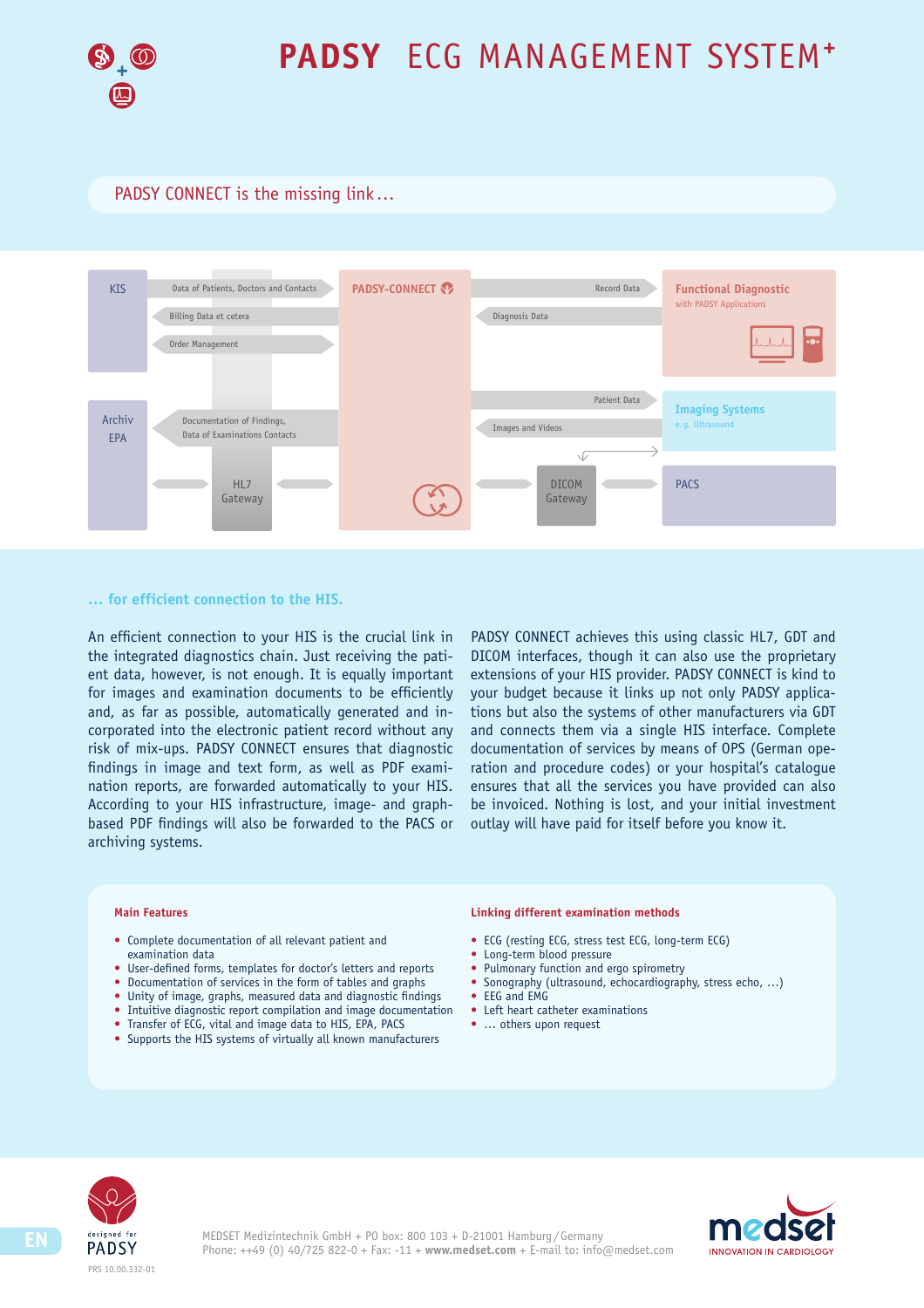# PADSY ECG MANAGEMENT SYSTEM+

PADSY CONNECT is the missing link …

KIS

Data of Patients, Doctors and Contacts

Billing Data et cetera

Order Management

Archiv EPA

Documentation of Findings, Data of Examinations Contacts

HL7 Gateway

PADSY-CONNECT

Record Data

Diagnosis Data

Functional Diagnostic
with PADSY Applications

Patient Data

Images and Videos

Imaging Systems
e. g. Ultrasound

DICOM Gateway

PACS

## … for efficient connection to the HIS.

An efficient connection to your HIS is the crucial link in the integrated diagnostics chain. Just receiving the patient data, however, is not enough. It is equally important for images and examination documents to be efficiently and, as far as possible, automatically generated and incorporated into the electronic patient record without any risk of mix-ups. PADSY CONNECT ensures that diagnostic findings in image and text form, as well as PDF examination reports, are forwarded automatically to your HIS. According to your HIS infrastructure, image- and graph-based PDF findings will also be forwarded to the PACS or archiving systems.

PADSY CONNECT achieves this using classic HL7, GDT and DICOM interfaces, though it can also use the proprietary extensions of your HIS provider. PADSY CONNECT is kind to your budget because it links up not only PADSY applications but also the systems of other manufacturers via GDT and connects them via a single HIS interface. Complete documentation of services by means of OPS (German operation and procedure codes) or your hospital's catalogue ensures that all the services you have provided can also be invoiced. Nothing is lost, and your initial investment outlay will have paid for itself before you know it.

### Main Features

- Complete documentation of all relevant patient and examination data
- User-defined forms, templates for doctor's letters and reports
- Documentation of services in the form of tables and graphs
- Unity of image, graphs, measured data and diagnostic findings
- Intuitive diagnostic report compilation and image documentation
- Transfer of ECG, vital and image data to HIS, EPA, PACS
- Supports the HIS systems of virtually all known manufacturers

### Linking different examination methods

- ECG (resting ECG, stress test ECG, long-term ECG)
- Long-term blood pressure
- Pulmonary function and ergo spirometry
- Sonography (ultrasound, echocardiography, stress echo, …)
- EEG and EMG
- Left heart catheter examinations
- … others upon request

EN

designed for PADSY

PRS 10.00.332-01

MEDSET Medizintechnik GmbH + PO box: 800 103 + D-21001 Hamburg / Germany
Phone: ++49 (0) 40/725 822-0 + Fax: -11 + **www.medset.com** + E-mail to: info@medset.com

medset
INNOVATION IN CARDIOLOGY